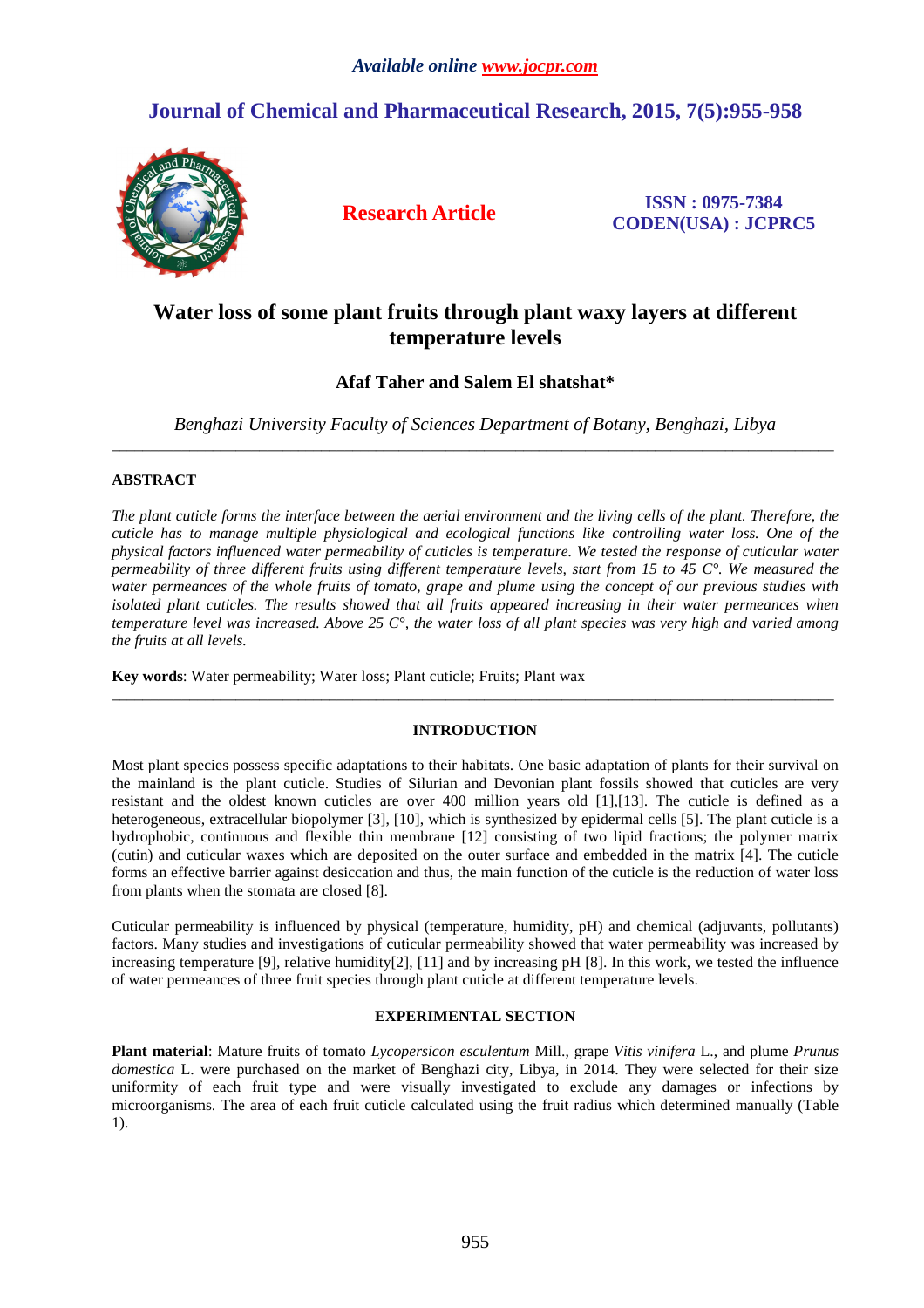# Water loss of some plant fruits through plant waxy layers at different temperature levels

**Afaf Taher and Salem El shatshat***

*Benghazi University Faculty of Sciences Department of Botany, Benghazi, Libya*

---

## ABSTRACT

*The plant cuticle forms the interface between the aerial environment and the living cells of the plant. Therefore, the cuticle has to manage multiple physiological and ecological functions like controlling water loss. One of the physical factors influenced water permeability of cuticles is temperature. We tested the response of cuticular water permeability of three different fruits using different temperature levels, start from 15 to 45 C°. We measured the water permeances of the whole fruits of tomato, grape and plume using the concept of our previous studies with isolated plant cuticles. The results showed that all fruits appeared increasing in their water permeances when temperature level was increased. Above 25 C°, the water loss of all plant species was very high and varied among the fruits at all levels.*

**Key words**: Water permeability; Water loss; Plant cuticle; Fruits; Plant wax

---

## INTRODUCTION

Most plant species possess specific adaptations to their habitats. One basic adaptation of plants for their survival on the mainland is the plant cuticle. Studies of Silurian and Devonian plant fossils showed that cuticles are very resistant and the oldest known cuticles are over 400 million years old [1],[13]. The cuticle is defined as a heterogeneous, extracellular biopolymer [3], [10], which is synthesized by epidermal cells [5]. The plant cuticle is a hydrophobic, continuous and flexible thin membrane [12] consisting of two lipid fractions; the polymer matrix (cutin) and cuticular waxes which are deposited on the outer surface and embedded in the matrix [4]. The cuticle forms an effective barrier against desiccation and thus, the main function of the cuticle is the reduction of water loss from plants when the stomata are closed [8].

Cuticular permeability is influenced by physical (temperature, humidity, pH) and chemical (adjuvants, pollutants) factors. Many studies and investigations of cuticular permeability showed that water permeability was increased by increasing temperature [9], relative humidity[2], [11] and by increasing pH [8]. In this work, we tested the influence of water permeances of three fruit species through plant cuticle at different temperature levels.

## EXPERIMENTAL SECTION

**Plant material**: Mature fruits of tomato *Lycopersicon esculentum* Mill., grape *Vitis vinifera* L., and plume *Prunus domestica* L. were purchased on the market of Benghazi city, Libya, in 2014. They were selected for their size uniformity of each fruit type and were visually investigated to exclude any damages or infections by microorganisms. The area of each fruit cuticle calculated using the fruit radius which determined manually (Table 1).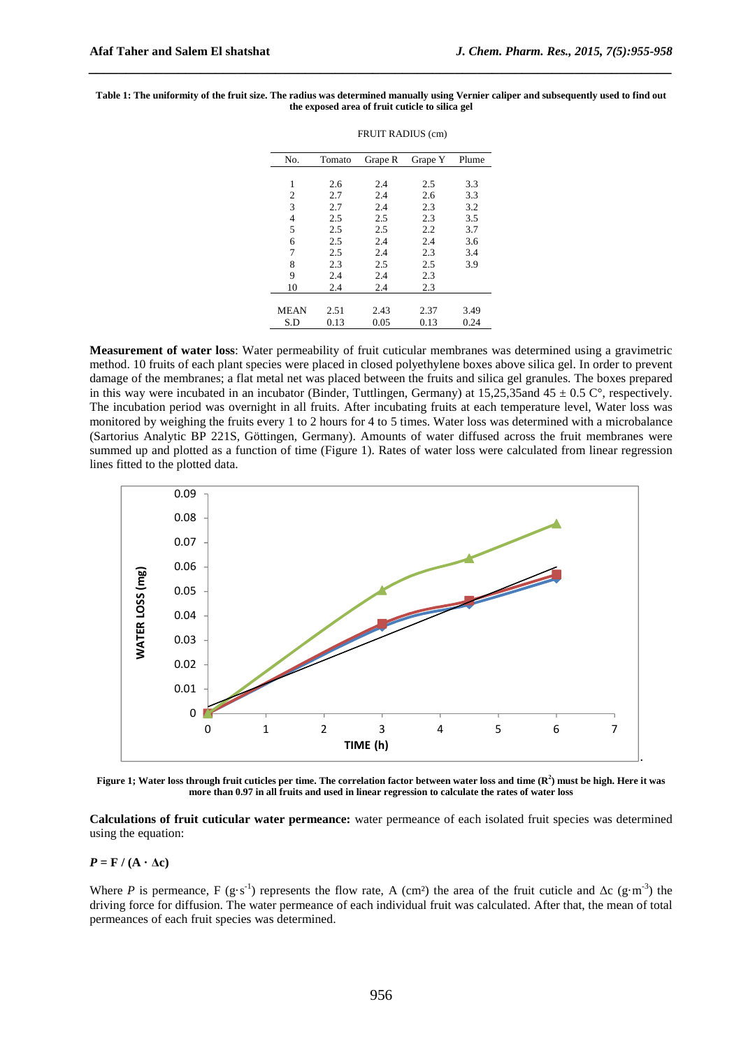**Table 1: The uniformity of the fruit size. The radius was determined manually using Vernier caliper and subsequently used to find out the exposed area of fruit cuticle to silica gel**

| | FRUIT RADIUS (cm) | | | |
|---|---|---|---|---|
| No. | Tomato | Grape R | Grape Y | Plume |
| 1 | 2.6 | 2.4 | 2.5 | 3.3 |
| 2 | 2.7 | 2.4 | 2.6 | 3.3 |
| 3 | 2.7 | 2.4 | 2.3 | 3.2 |
| 4 | 2.5 | 2.5 | 2.3 | 3.5 |
| 5 | 2.5 | 2.5 | 2.2 | 3.7 |
| 6 | 2.5 | 2.4 | 2.4 | 3.6 |
| 7 | 2.5 | 2.4 | 2.3 | 3.4 |
| 8 | 2.3 | 2.5 | 2.5 | 3.9 |
| 9 | 2.4 | 2.4 | 2.3 | |
| 10 | 2.4 | 2.4 | 2.3 | |
| MEAN | 2.51 | 2.43 | 2.37 | 3.49 |
| S.D | 0.13 | 0.05 | 0.13 | 0.24 |

**Measurement of water loss**: Water permeability of fruit cuticular membranes was determined using a gravimetric method. 10 fruits of each plant species were placed in closed polyethylene boxes above silica gel. In order to prevent damage of the membranes; a flat metal net was placed between the fruits and silica gel granules. The boxes prepared in this way were incubated in an incubator (Binder, Tuttlingen, Germany) at 15,25,35and 45 ± 0.5 C°, respectively. The incubation period was overnight in all fruits. After incubating fruits at each temperature level, Water loss was monitored by weighing the fruits every 1 to 2 hours for 4 to 5 times. Water loss was determined with a microbalance (Sartorius Analytic BP 221S, Göttingen, Germany). Amounts of water diffused across the fruit membranes were summed up and plotted as a function of time (Figure 1). Rates of water loss were calculated from linear regression lines fitted to the plotted data.

**Figure 1; Water loss through fruit cuticles per time. The correlation factor between water loss and time ($R^2$) must be high. Here it was more than 0.97 in all fruits and used in linear regression to calculate the rates of water loss**

**Calculations of fruit cuticular water permeance:** water permeance of each isolated fruit species was determined using the equation:

$$P = F / (A \cdot \Delta c)$$

Where $P$ is permeance, F ($g \cdot s^{-1}$) represents the flow rate, A ($cm^2$) the area of the fruit cuticle and $\Delta c$ ($g \cdot m^{-3}$) the driving force for diffusion. The water permeance of each individual fruit was calculated. After that, the mean of total permeances of each fruit species was determined.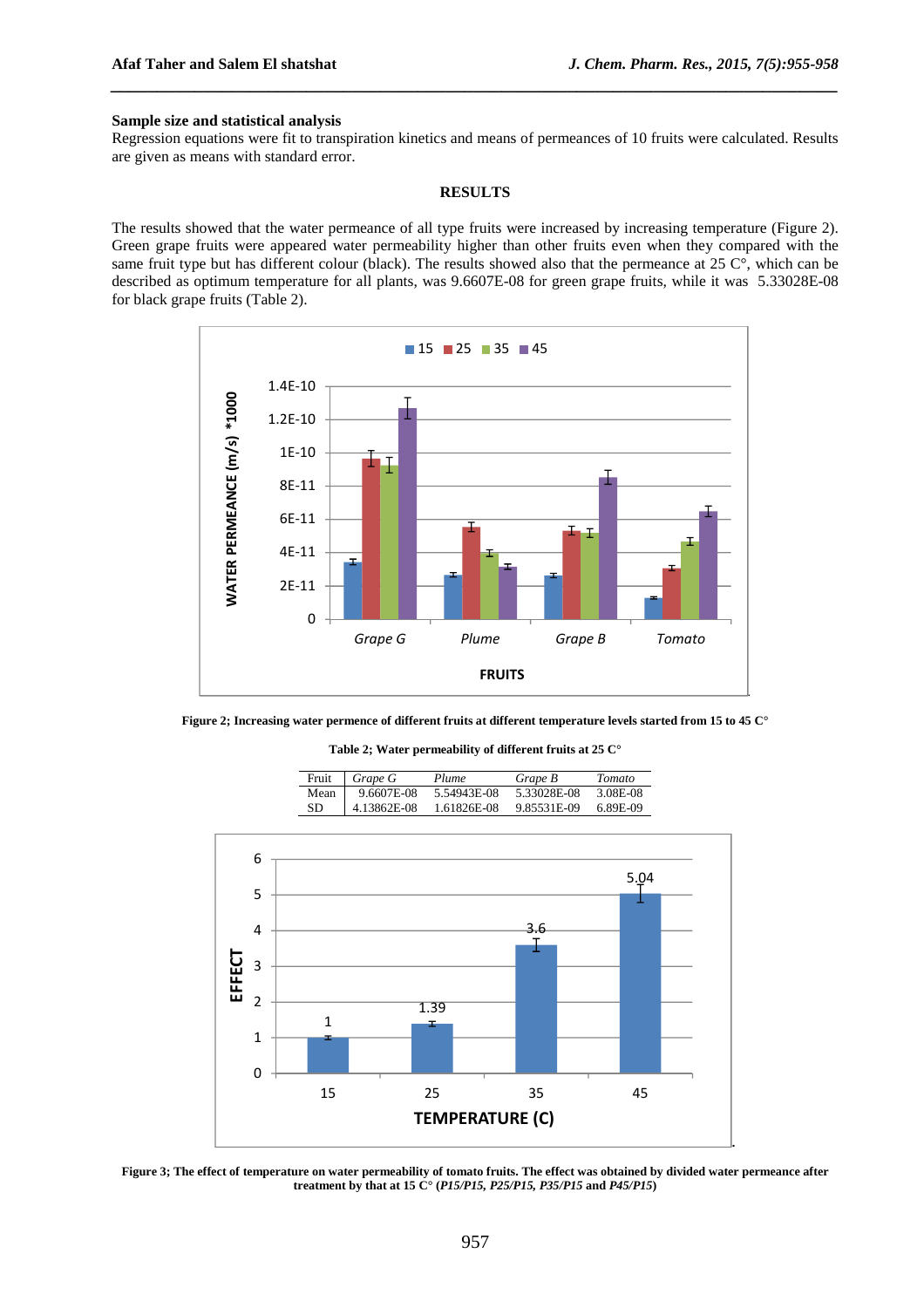### Sample size and statistical analysis

Regression equations were fit to transpiration kinetics and means of permeances of 10 fruits were calculated. Results are given as means with standard error.

## RESULTS

The results showed that the water permeance of all type fruits were increased by increasing temperature (Figure 2). Green grape fruits were appeared water permeability higher than other fruits even when they compared with the same fruit type but has different colour (black). The results showed also that the permeance at 25 C°, which can be described as optimum temperature for all plants, was 9.6607E-08 for green grape fruits, while it was 5.33028E-08 for black grape fruits (Table 2).

**Figure 2; Increasing water permence of different fruits at different temperature levels started from 15 to 45 C°**

**Table 2; Water permeability of different fruits at 25 C°**

| Fruit | *Grape G* | *Plume* | *Grape B* | *Tomato* |
|---|---|---|---|---|
| Mean | 9.6607E-08 | 5.54943E-08 | 5.33028E-08 | 3.08E-08 |
| SD | 4.13862E-08 | 1.61826E-08 | 9.85531E-09 | 6.89E-09 |

**Figure 3; The effect of temperature on water permeability of tomato fruits. The effect was obtained by divided water permeance after treatment by that at 15 C° (*P15/P15, P25/P15, P35/P15* and *P45/P15*)**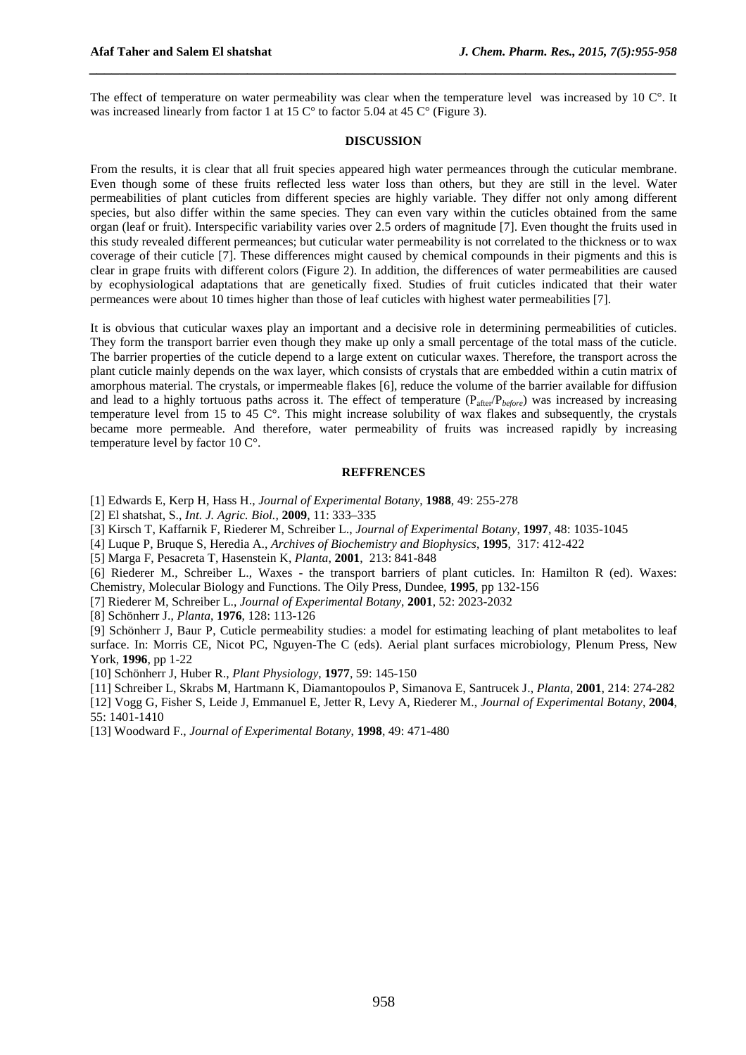The effect of temperature on water permeability was clear when the temperature level was increased by 10 C°. It was increased linearly from factor 1 at 15 C° to factor 5.04 at 45 C° (Figure 3).

## DISCUSSION

From the results, it is clear that all fruit species appeared high water permeances through the cuticular membrane. Even though some of these fruits reflected less water loss than others, but they are still in the level. Water permeabilities of plant cuticles from different species are highly variable. They differ not only among different species, but also differ within the same species. They can even vary within the cuticles obtained from the same organ (leaf or fruit). Interspecific variability varies over 2.5 orders of magnitude [7]. Even thought the fruits used in this study revealed different permeances; but cuticular water permeability is not correlated to the thickness or to wax coverage of their cuticle [7]. These differences might caused by chemical compounds in their pigments and this is clear in grape fruits with different colors (Figure 2). In addition, the differences of water permeabilities are caused by ecophysiological adaptations that are genetically fixed. Studies of fruit cuticles indicated that their water permeances were about 10 times higher than those of leaf cuticles with highest water permeabilities [7].

It is obvious that cuticular waxes play an important and a decisive role in determining permeabilities of cuticles. They form the transport barrier even though they make up only a small percentage of the total mass of the cuticle. The barrier properties of the cuticle depend to a large extent on cuticular waxes. Therefore, the transport across the plant cuticle mainly depends on the wax layer, which consists of crystals that are embedded within a cutin matrix of amorphous material. The crystals, or impermeable flakes [6], reduce the volume of the barrier available for diffusion and lead to a highly tortuous paths across it. The effect of temperature ($P_{after}/P_{before}$) was increased by increasing temperature level from 15 to 45 C°. This might increase solubility of wax flakes and subsequently, the crystals became more permeable. And therefore, water permeability of fruits was increased rapidly by increasing temperature level by factor 10 C°.

## REFFRENCES

[1] Edwards E, Kerp H, Hass H., *Journal of Experimental Botany*, **1988**, 49: 255-278

[2] El shatshat, S., *Int. J. Agric. Biol.,* **2009**, 11: 333–335

[3] Kirsch T, Kaffarnik F, Riederer M, Schreiber L., *Journal of Experimental Botany*, **1997**, 48: 1035-1045

[4] Luque P, Bruque S, Heredia A., *Archives of Biochemistry and Biophysics*, **1995**, 317: 412-422

[5] Marga F, Pesacreta T, Hasenstein K, *Planta*, **2001**, 213: 841-848

[6] Riederer M., Schreiber L., Waxes - the transport barriers of plant cuticles. In: Hamilton R (ed). Waxes: Chemistry, Molecular Biology and Functions. The Oily Press, Dundee, **1995**, pp 132-156

[7] Riederer M, Schreiber L., *Journal of Experimental Botany*, **2001**, 52: 2023-2032

[8] Schönherr J., *Planta*, **1976**, 128: 113-126

[9] Schönherr J, Baur P, Cuticle permeability studies: a model for estimating leaching of plant metabolites to leaf surface. In: Morris CE, Nicot PC, Nguyen-The C (eds). Aerial plant surfaces microbiology, Plenum Press, New York, **1996**, pp 1-22

[10] Schönherr J, Huber R., *Plant Physiology*, **1977**, 59: 145-150

[11] Schreiber L, Skrabs M, Hartmann K, Diamantopoulos P, Simanova E, Santrucek J., *Planta*, **2001**, 214: 274-282

[12] Vogg G, Fisher S, Leide J, Emmanuel E, Jetter R, Levy A, Riederer M., *Journal of Experimental Botany*, **2004**, 55: 1401-1410

[13] Woodward F., *Journal of Experimental Botany*, **1998**, 49: 471-480